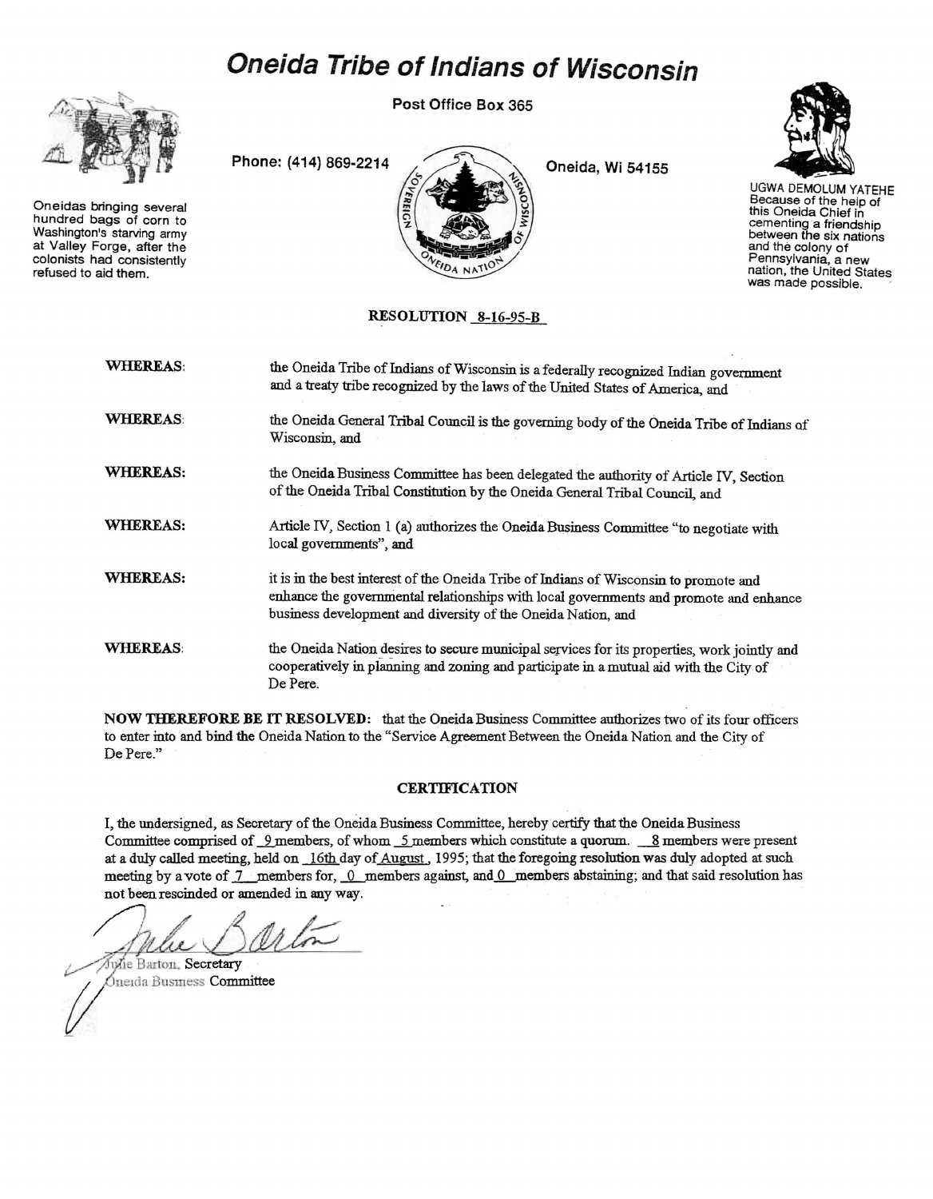# Oneida Tribe of Indians of Wisconsin

Post Office Box 365

Phone: (414) 869-2214 Oneida, Wi 54155

Oneidas bringing several hundred bags of corn to Washington's starving army at Valley Forge, after the colonists had consistently refused to aid them.

UGWA DEMOLUM YATEHE Because of the help of this Oneida Chief in cementing a friendship between the six nations and the colony of Pennsylvania, a new nation, the United States was made possible.

**RESOLUTION 8-16-95-B**

**WHEREAS:** the Oneida Tribe of Indians of Wisconsin is a federally recognized Indian government and a treaty tribe recognized by the laws of the United States of America, and

**WHEREAS:** the Oneida General Tribal Council is the governing body of the Oneida Tribe of Indians of Wisconsin, and

**WHEREAS:** the Oneida Business Committee has been delegated the authority of Article IV, Section of the Oneida Tribal Constitution by the Oneida General Tribal Council, and

**WHEREAS:** Article IV, Section 1 (a) authorizes the Oneida Business Committee "to negotiate with local governments", and

**WHEREAS:** it is in the best interest of the Oneida Tribe of Indians of Wisconsin to promote and enhance the governmental relationships with local governments and promote and enhance business development and diversity of the Oneida Nation, and

**WHEREAS:** the Oneida Nation desires to secure municipal services for its properties, work jointly and cooperatively in planning and zoning and participate in a mutual aid with the City of De Pere.

**NOW THEREFORE BE IT RESOLVED:** that the Oneida Business Committee authorizes two of its four officers to enter into and bind the Oneida Nation to the "Service Agreement Between the Oneida Nation and the City of De Pere."

**CERTIFICATION**

I, the undersigned, as Secretary of the Oneida Business Committee, hereby certify that the Oneida Business Committee comprised of 9 members, of whom 5 members which constitute a quorum. 8 members were present at a duly called meeting, held on 16th day of August, 1995; that the foregoing resolution was duly adopted at such meeting by a vote of 7 members for, 0 members against, and 0 members abstaining; and that said resolution has not been rescinded or amended in any way.

Julie Barton, Secretary
Oneida Business Committee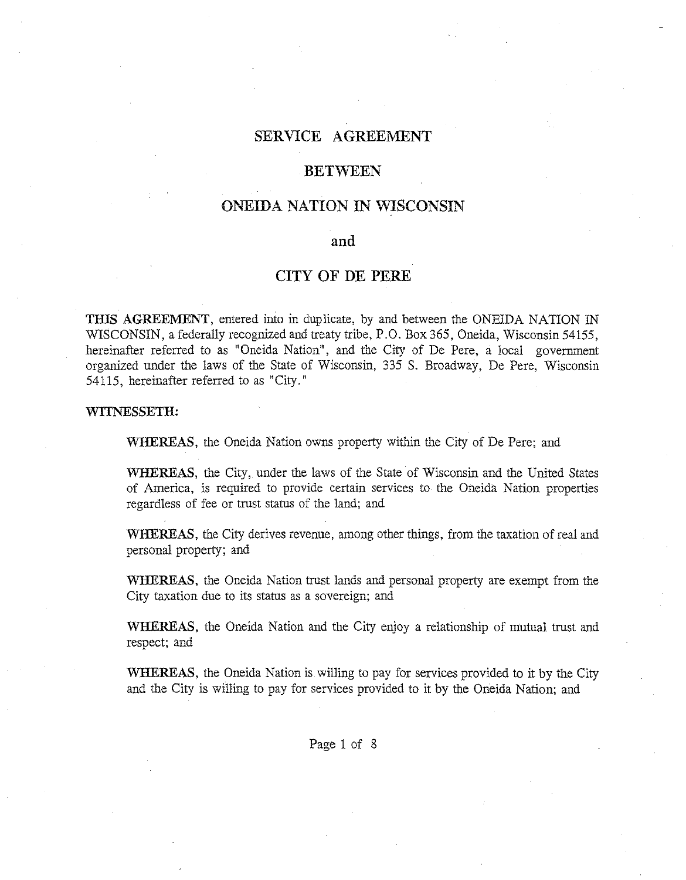# SERVICE AGREEMENT

## BETWEEN

## ONEIDA NATION IN WISCONSIN

## and

## CITY OF DE PERE

**THIS AGREEMENT**, entered into in duplicate, by and between the ONEIDA NATION IN WISCONSIN, a federally recognized and treaty tribe, P.O. Box 365, Oneida, Wisconsin 54155, hereinafter referred to as "Oneida Nation", and the City of De Pere, a local government organized under the laws of the State of Wisconsin, 335 S. Broadway, De Pere, Wisconsin 54115, hereinafter referred to as "City."

**WITNESSETH:**

**WHEREAS**, the Oneida Nation owns property within the City of De Pere; and

**WHEREAS**, the City, under the laws of the State of Wisconsin and the United States of America, is required to provide certain services to the Oneida Nation properties regardless of fee or trust status of the land; and

**WHEREAS**, the City derives revenue, among other things, from the taxation of real and personal property; and

**WHEREAS**, the Oneida Nation trust lands and personal property are exempt from the City taxation due to its status as a sovereign; and

**WHEREAS**, the Oneida Nation and the City enjoy a relationship of mutual trust and respect; and

**WHEREAS**, the Oneida Nation is willing to pay for services provided to it by the City and the City is willing to pay for services provided to it by the Oneida Nation; and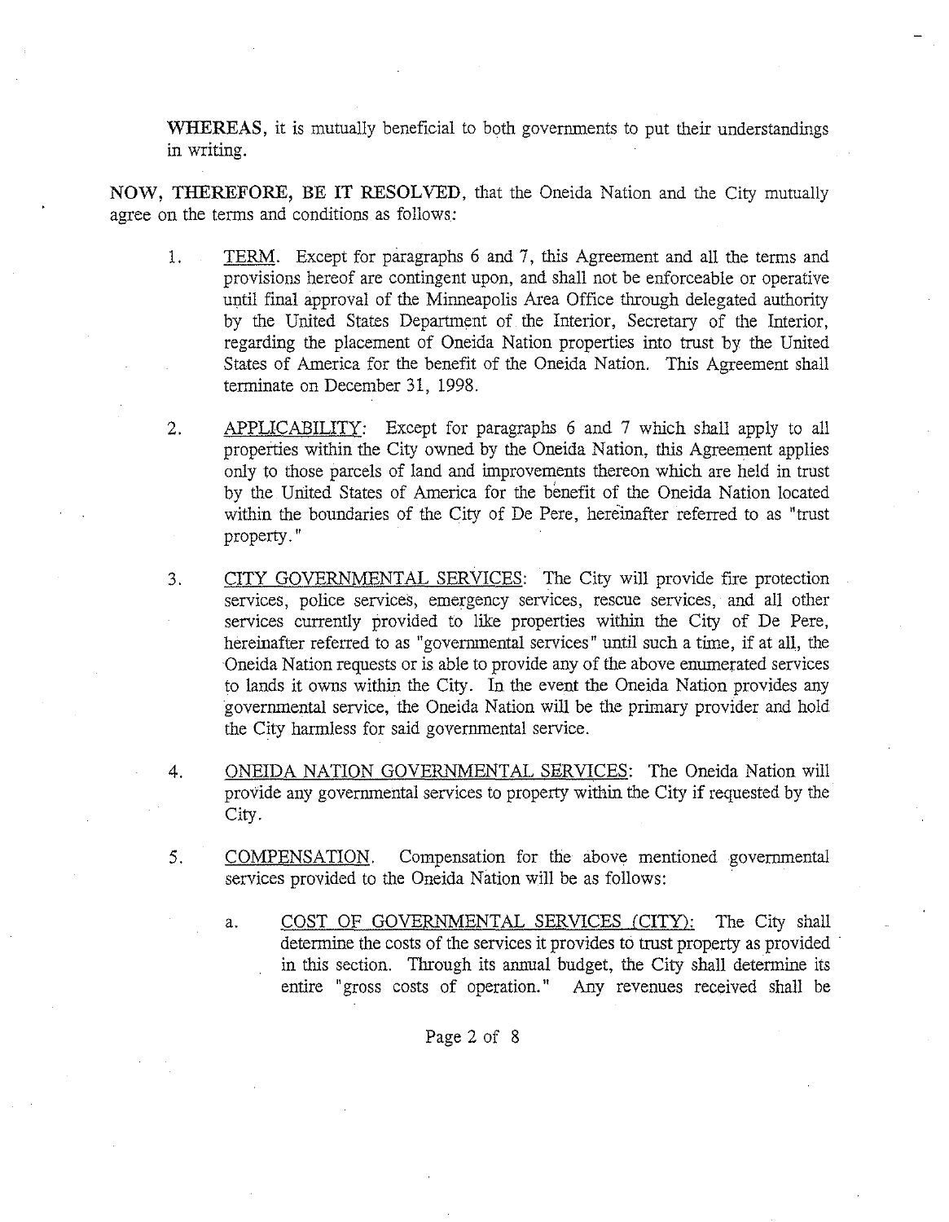**WHEREAS**, it is mutually beneficial to both governments to put their understandings in writing.

**NOW, THEREFORE, BE IT RESOLVED**, that the Oneida Nation and the City mutually agree on the terms and conditions as follows:

1. TERM. Except for paragraphs 6 and 7, this Agreement and all the terms and provisions hereof are contingent upon, and shall not be enforceable or operative until final approval of the Minneapolis Area Office through delegated authority by the United States Department of the Interior, Secretary of the Interior, regarding the placement of Oneida Nation properties into trust by the United States of America for the benefit of the Oneida Nation. This Agreement shall terminate on December 31, 1998.

2. APPLICABILITY: Except for paragraphs 6 and 7 which shall apply to all properties within the City owned by the Oneida Nation, this Agreement applies only to those parcels of land and improvements thereon which are held in trust by the United States of America for the benefit of the Oneida Nation located within the boundaries of the City of De Pere, hereinafter referred to as "trust property."

3. CITY GOVERNMENTAL SERVICES: The City will provide fire protection services, police services, emergency services, rescue services, and all other services currently provided to like properties within the City of De Pere, hereinafter referred to as "governmental services" until such a time, if at all, the Oneida Nation requests or is able to provide any of the above enumerated services to lands it owns within the City. In the event the Oneida Nation provides any governmental service, the Oneida Nation will be the primary provider and hold the City harmless for said governmental service.

4. ONEIDA NATION GOVERNMENTAL SERVICES: The Oneida Nation will provide any governmental services to property within the City if requested by the City.

5. COMPENSATION. Compensation for the above mentioned governmental services provided to the Oneida Nation will be as follows:

   a. COST OF GOVERNMENTAL SERVICES (CITY): The City shall determine the costs of the services it provides to trust property as provided in this section. Through its annual budget, the City shall determine its entire "gross costs of operation." Any revenues received shall be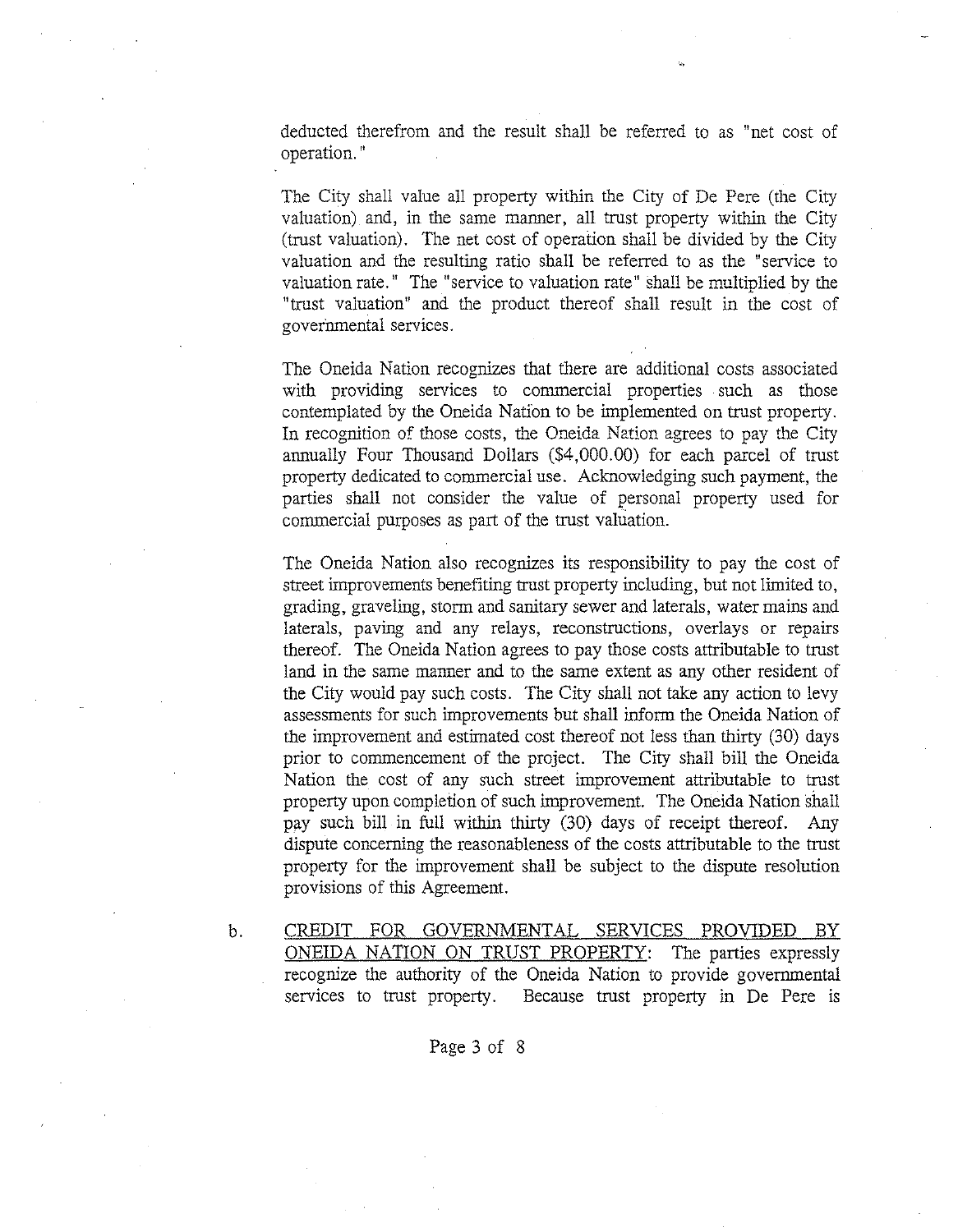deducted therefrom and the result shall be referred to as "net cost of operation."

The City shall value all property within the City of De Pere (the City valuation) and, in the same manner, all trust property within the City (trust valuation). The net cost of operation shall be divided by the City valuation and the resulting ratio shall be referred to as the "service to valuation rate." The "service to valuation rate" shall be multiplied by the "trust valuation" and the product thereof shall result in the cost of governmental services.

The Oneida Nation recognizes that there are additional costs associated with providing services to commercial properties such as those contemplated by the Oneida Nation to be implemented on trust property. In recognition of those costs, the Oneida Nation agrees to pay the City annually Four Thousand Dollars ($4,000.00) for each parcel of trust property dedicated to commercial use. Acknowledging such payment, the parties shall not consider the value of personal property used for commercial purposes as part of the trust valuation.

The Oneida Nation also recognizes its responsibility to pay the cost of street improvements benefiting trust property including, but not limited to, grading, graveling, storm and sanitary sewer and laterals, water mains and laterals, paving and any relays, reconstructions, overlays or repairs thereof. The Oneida Nation agrees to pay those costs attributable to trust land in the same manner and to the same extent as any other resident of the City would pay such costs. The City shall not take any action to levy assessments for such improvements but shall inform the Oneida Nation of the improvement and estimated cost thereof not less than thirty (30) days prior to commencement of the project. The City shall bill the Oneida Nation the cost of any such street improvement attributable to trust property upon completion of such improvement. The Oneida Nation shall pay such bill in full within thirty (30) days of receipt thereof. Any dispute concerning the reasonableness of the costs attributable to the trust property for the improvement shall be subject to the dispute resolution provisions of this Agreement.

b. <u>CREDIT FOR GOVERNMENTAL SERVICES PROVIDED BY ONEIDA NATION ON TRUST PROPERTY</u>: The parties expressly recognize the authority of the Oneida Nation to provide governmental services to trust property. Because trust property in De Pere is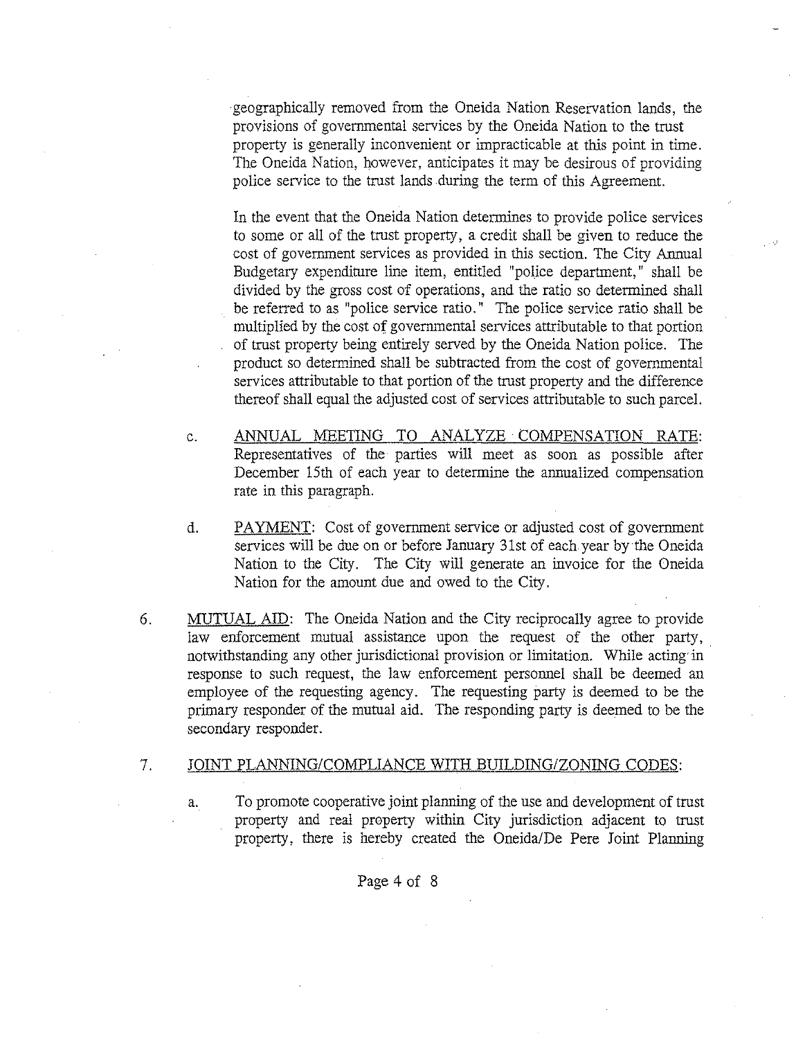geographically removed from the Oneida Nation Reservation lands, the provisions of governmental services by the Oneida Nation to the trust property is generally inconvenient or impracticable at this point in time. The Oneida Nation, however, anticipates it may be desirous of providing police service to the trust lands during the term of this Agreement.

In the event that the Oneida Nation determines to provide police services to some or all of the trust property, a credit shall be given to reduce the cost of government services as provided in this section. The City Annual Budgetary expenditure line item, entitled "police department," shall be divided by the gross cost of operations, and the ratio so determined shall be referred to as "police service ratio." The police service ratio shall be multiplied by the cost of governmental services attributable to that portion of trust property being entirely served by the Oneida Nation police. The product so determined shall be subtracted from the cost of governmental services attributable to that portion of the trust property and the difference thereof shall equal the adjusted cost of services attributable to such parcel.

c. ANNUAL MEETING TO ANALYZE COMPENSATION RATE: Representatives of the parties will meet as soon as possible after December 15th of each year to determine the annualized compensation rate in this paragraph.

d. PAYMENT: Cost of government service or adjusted cost of government services will be due on or before January 31st of each year by the Oneida Nation to the City. The City will generate an invoice for the Oneida Nation for the amount due and owed to the City.

6. MUTUAL AID: The Oneida Nation and the City reciprocally agree to provide law enforcement mutual assistance upon the request of the other party, notwithstanding any other jurisdictional provision or limitation. While acting in response to such request, the law enforcement personnel shall be deemed an employee of the requesting agency. The requesting party is deemed to be the primary responder of the mutual aid. The responding party is deemed to be the secondary responder.

7. JOINT PLANNING/COMPLIANCE WITH BUILDING/ZONING CODES:

a. To promote cooperative joint planning of the use and development of trust property and real property within City jurisdiction adjacent to trust property, there is hereby created the Oneida/De Pere Joint Planning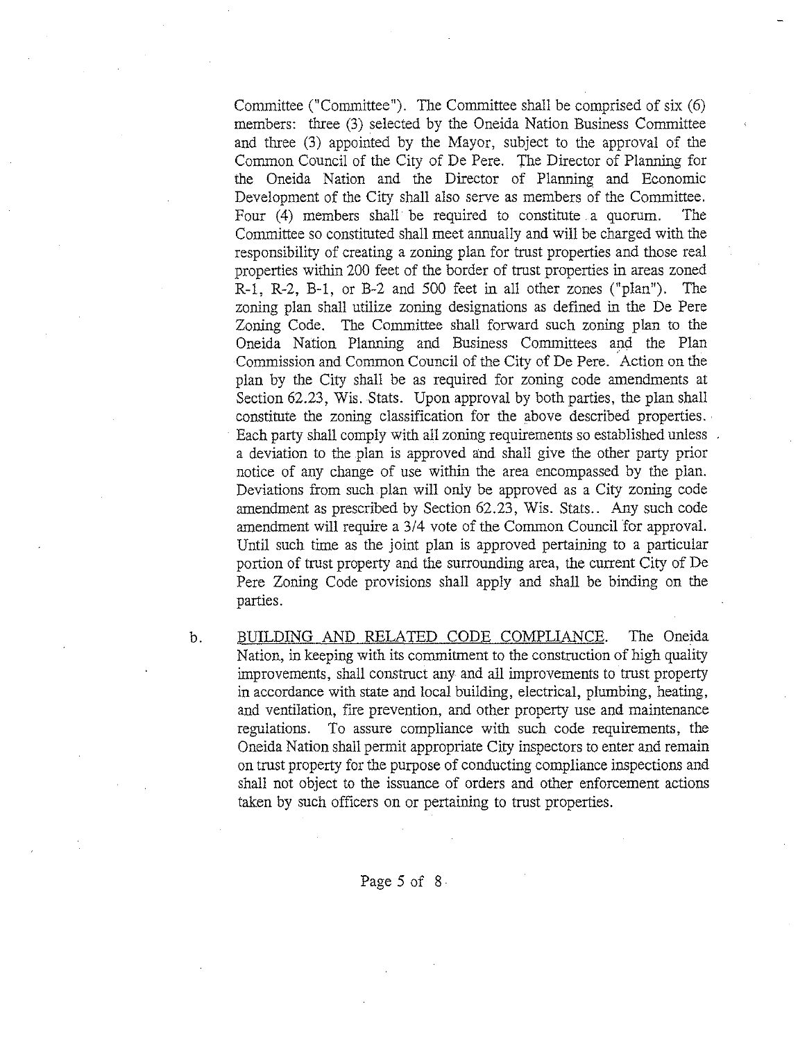Committee ("Committee"). The Committee shall be comprised of six (6) members: three (3) selected by the Oneida Nation Business Committee and three (3) appointed by the Mayor, subject to the approval of the Common Council of the City of De Pere. The Director of Planning for the Oneida Nation and the Director of Planning and Economic Development of the City shall also serve as members of the Committee. Four (4) members shall be required to constitute a quorum. The Committee so constituted shall meet annually and will be charged with the responsibility of creating a zoning plan for trust properties and those real properties within 200 feet of the border of trust properties in areas zoned R-1, R-2, B-1, or B-2 and 500 feet in all other zones ("plan"). The zoning plan shall utilize zoning designations as defined in the De Pere Zoning Code. The Committee shall forward such zoning plan to the Oneida Nation Planning and Business Committees and the Plan Commission and Common Council of the City of De Pere. Action on the plan by the City shall be as required for zoning code amendments at Section 62.23, Wis. Stats. Upon approval by both parties, the plan shall constitute the zoning classification for the above described properties. Each party shall comply with all zoning requirements so established unless a deviation to the plan is approved and shall give the other party prior notice of any change of use within the area encompassed by the plan. Deviations from such plan will only be approved as a City zoning code amendment as prescribed by Section 62.23, Wis. Stats.. Any such code amendment will require a 3/4 vote of the Common Council for approval. Until such time as the joint plan is approved pertaining to a particular portion of trust property and the surrounding area, the current City of De Pere Zoning Code provisions shall apply and shall be binding on the parties.

b. BUILDING AND RELATED CODE COMPLIANCE. The Oneida Nation, in keeping with its commitment to the construction of high quality improvements, shall construct any and all improvements to trust property in accordance with state and local building, electrical, plumbing, heating, and ventilation, fire prevention, and other property use and maintenance regulations. To assure compliance with such code requirements, the Oneida Nation shall permit appropriate City inspectors to enter and remain on trust property for the purpose of conducting compliance inspections and shall not object to the issuance of orders and other enforcement actions taken by such officers on or pertaining to trust properties.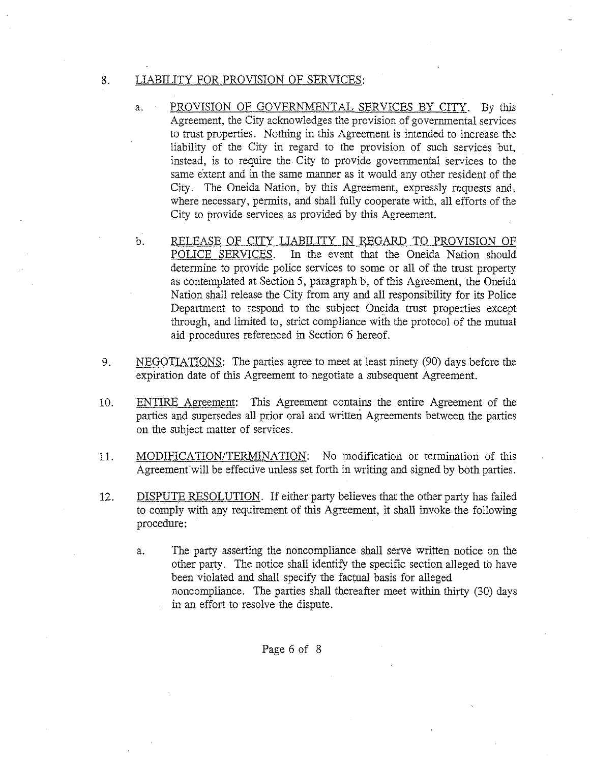8. <u>LIABILITY FOR PROVISION OF SERVICES</u>:

   a. <u>PROVISION OF GOVERNMENTAL SERVICES BY CITY</u>. By this Agreement, the City acknowledges the provision of governmental services to trust properties. Nothing in this Agreement is intended to increase the liability of the City in regard to the provision of such services but, instead, is to require the City to provide governmental services to the same extent and in the same manner as it would any other resident of the City. The Oneida Nation, by this Agreement, expressly requests and, where necessary, permits, and shall fully cooperate with, all efforts of the City to provide services as provided by this Agreement.

   b. <u>RELEASE OF CITY LIABILITY IN REGARD TO PROVISION OF POLICE SERVICES</u>. In the event that the Oneida Nation should determine to provide police services to some or all of the trust property as contemplated at Section 5, paragraph b, of this Agreement, the Oneida Nation shall release the City from any and all responsibility for its Police Department to respond to the subject Oneida trust properties except through, and limited to, strict compliance with the protocol of the mutual aid procedures referenced in Section 6 hereof.

9. <u>NEGOTIATIONS</u>: The parties agree to meet at least ninety (90) days before the expiration date of this Agreement to negotiate a subsequent Agreement.

10. <u>ENTIRE Agreement</u>: This Agreement contains the entire Agreement of the parties and supersedes all prior oral and written Agreements between the parties on the subject matter of services.

11. <u>MODIFICATION/TERMINATION</u>: No modification or termination of this Agreement will be effective unless set forth in writing and signed by both parties.

12. <u>DISPUTE RESOLUTION</u>. If either party believes that the other party has failed to comply with any requirement of this Agreement, it shall invoke the following procedure:

   a. The party asserting the noncompliance shall serve written notice on the other party. The notice shall identify the specific section alleged to have been violated and shall specify the factual basis for alleged noncompliance. The parties shall thereafter meet within thirty (30) days in an effort to resolve the dispute.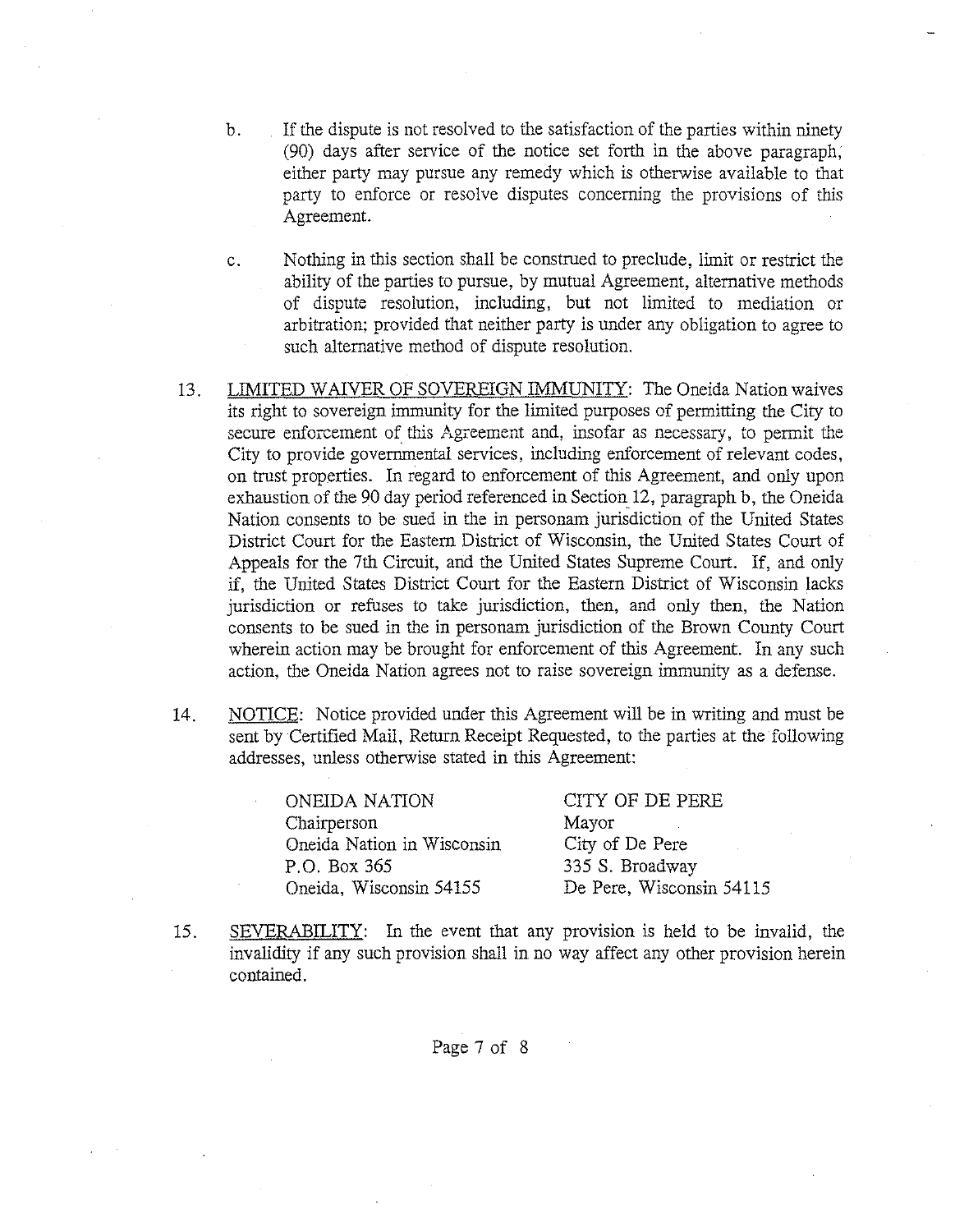b. If the dispute is not resolved to the satisfaction of the parties within ninety (90) days after service of the notice set forth in the above paragraph, either party may pursue any remedy which is otherwise available to that party to enforce or resolve disputes concerning the provisions of this Agreement.

c. Nothing in this section shall be construed to preclude, limit or restrict the ability of the parties to pursue, by mutual Agreement, alternative methods of dispute resolution, including, but not limited to mediation or arbitration; provided that neither party is under any obligation to agree to such alternative method of dispute resolution.

13. <u>LIMITED WAIVER OF SOVEREIGN IMMUNITY</u>: The Oneida Nation waives its right to sovereign immunity for the limited purposes of permitting the City to secure enforcement of this Agreement and, insofar as necessary, to permit the City to provide governmental services, including enforcement of relevant codes, on trust properties. In regard to enforcement of this Agreement, and only upon exhaustion of the 90 day period referenced in Section 12, paragraph b, the Oneida Nation consents to be sued in the in personam jurisdiction of the United States District Court for the Eastern District of Wisconsin, the United States Court of Appeals for the 7th Circuit, and the United States Supreme Court. If, and only if, the United States District Court for the Eastern District of Wisconsin lacks jurisdiction or refuses to take jurisdiction, then, and only then, the Nation consents to be sued in the in personam jurisdiction of the Brown County Court wherein action may be brought for enforcement of this Agreement. In any such action, the Oneida Nation agrees not to raise sovereign immunity as a defense.

14. <u>NOTICE</u>: Notice provided under this Agreement will be in writing and must be sent by Certified Mail, Return Receipt Requested, to the parties at the following addresses, unless otherwise stated in this Agreement:

ONEIDA NATION
Chairperson
Oneida Nation in Wisconsin
P.O. Box 365
Oneida, Wisconsin 54155

CITY OF DE PERE
Mayor
City of De Pere
335 S. Broadway
De Pere, Wisconsin 54115

15. <u>SEVERABILITY</u>: In the event that any provision is held to be invalid, the invalidity if any such provision shall in no way affect any other provision herein contained.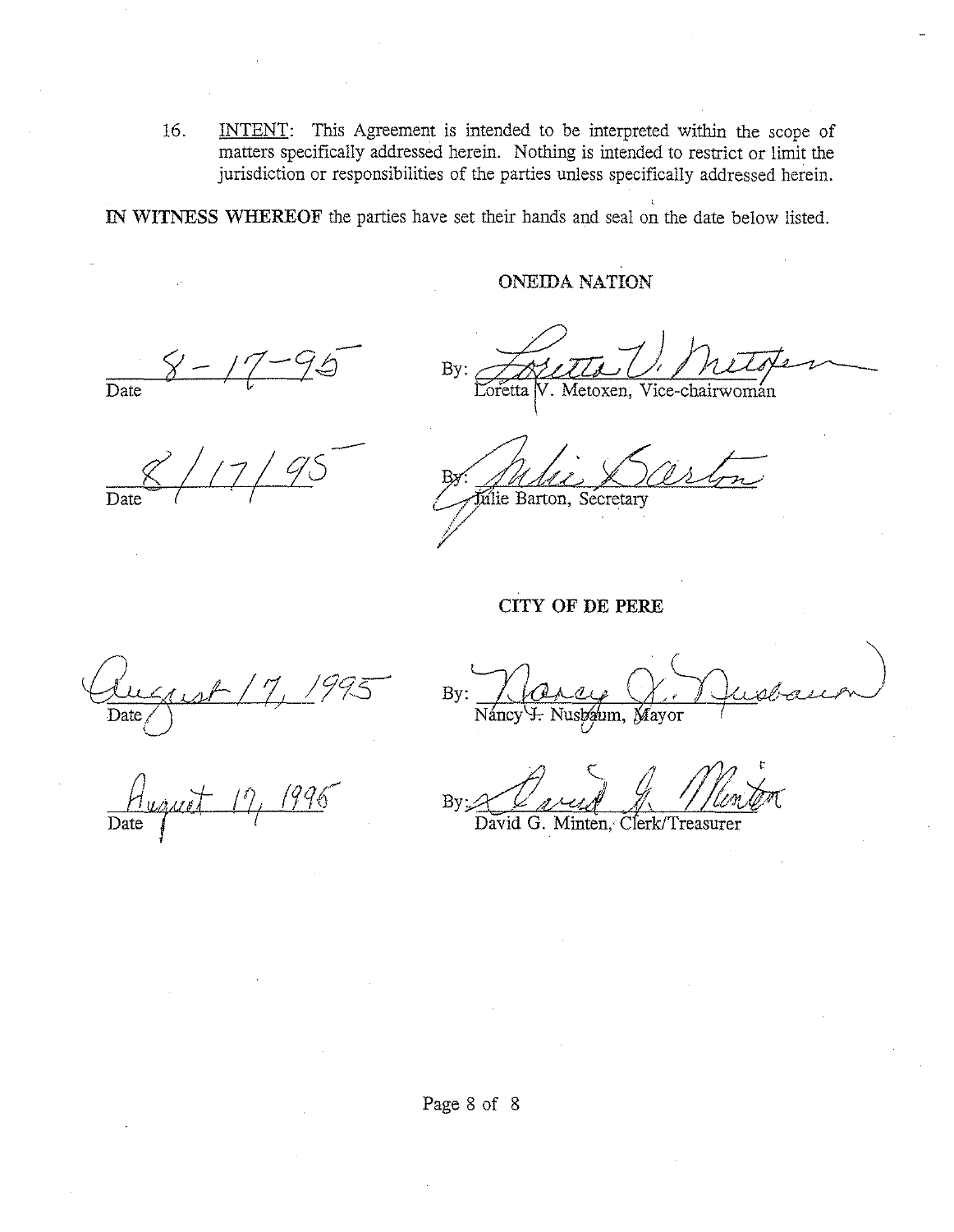16. INTENT: This Agreement is intended to be interpreted within the scope of matters specifically addressed herein. Nothing is intended to restrict or limit the jurisdiction or responsibilities of the parties unless specifically addressed herein.

**IN WITNESS WHEREOF** the parties have set their hands and seal on the date below listed.

**ONEIDA NATION**

8-17-95
Date

By: Loretta V. Metoxen
Loretta V. Metoxen, Vice-chairwoman

8/17/95
Date

By: Julie Barton
Julie Barton, Secretary

**CITY OF DE PERE**

August 17, 1995
Date

By: Nancy J. Nusbaum
Nancy J. Nusbaum, Mayor

August 17, 1995
Date

By: David G. Minten
David G. Minten, Clerk/Treasurer